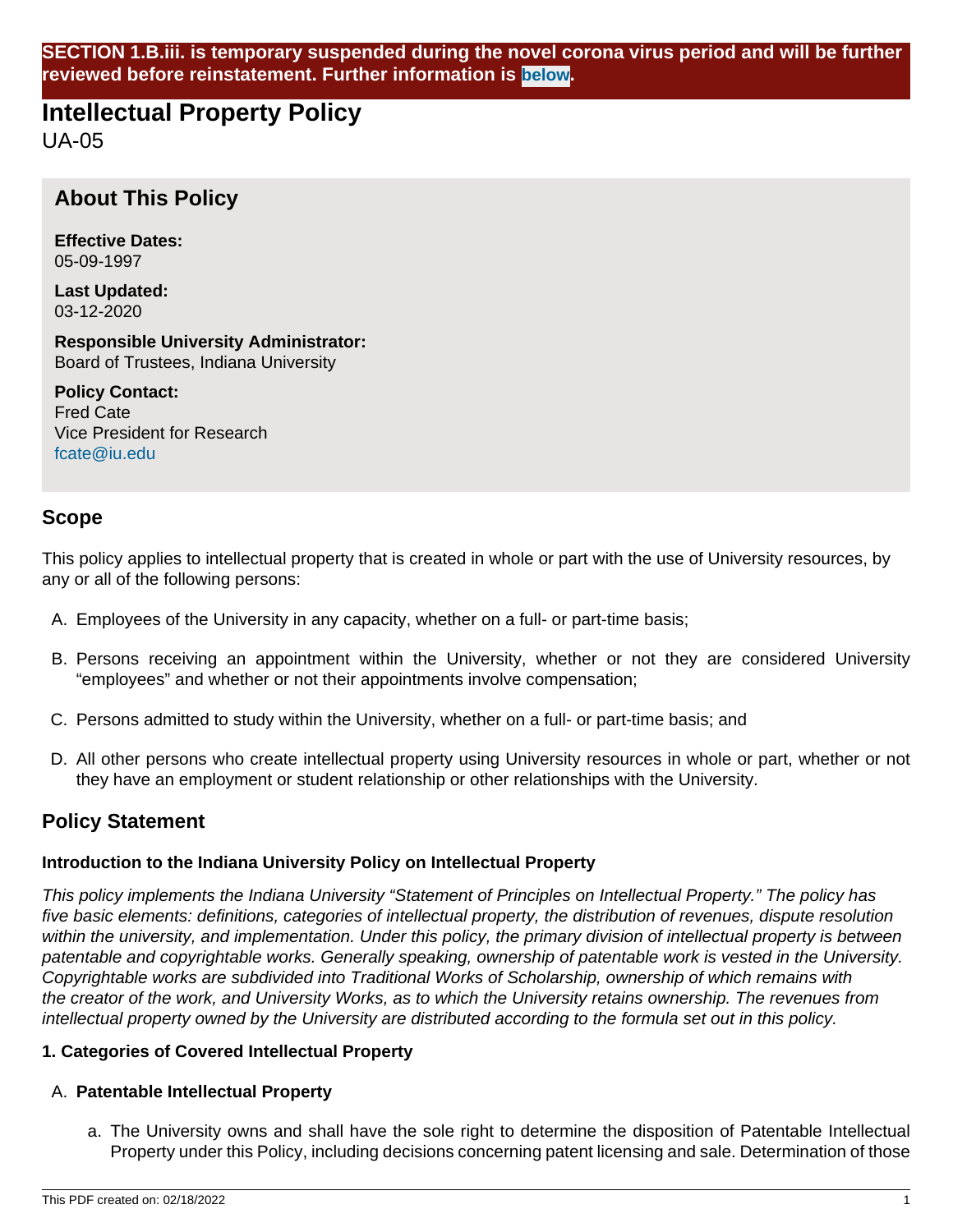**SECTION 1.B.iii. is temporary suspended during the novel corona virus period and will be further reviewed before reinstatement. Further information is below.**

# Intellectual Property Policy

UA-05

## About This Policy

**Effective Dates:**
05-09-1997

**Last Updated:**
03-12-2020

**Responsible University Administrator:**
Board of Trustees, Indiana University

**Policy Contact:**
Fred Cate
Vice President for Research
fcate@iu.edu

## Scope

This policy applies to intellectual property that is created in whole or part with the use of University resources, by any or all of the following persons:

A. Employees of the University in any capacity, whether on a full- or part-time basis;

B. Persons receiving an appointment within the University, whether or not they are considered University "employees" and whether or not their appointments involve compensation;

C. Persons admitted to study within the University, whether on a full- or part-time basis; and

D. All other persons who create intellectual property using University resources in whole or part, whether or not they have an employment or student relationship or other relationships with the University.

## Policy Statement

### Introduction to the Indiana University Policy on Intellectual Property

*This policy implements the Indiana University "Statement of Principles on Intellectual Property." The policy has five basic elements: definitions, categories of intellectual property, the distribution of revenues, dispute resolution within the university, and implementation. Under this policy, the primary division of intellectual property is between patentable and copyrightable works. Generally speaking, ownership of patentable work is vested in the University. Copyrightable works are subdivided into Traditional Works of Scholarship, ownership of which remains with the creator of the work, and University Works, as to which the University retains ownership. The revenues from intellectual property owned by the University are distributed according to the formula set out in this policy.*

### 1. Categories of Covered Intellectual Property

A. **Patentable Intellectual Property**

a. The University owns and shall have the sole right to determine the disposition of Patentable Intellectual Property under this Policy, including decisions concerning patent licensing and sale. Determination of those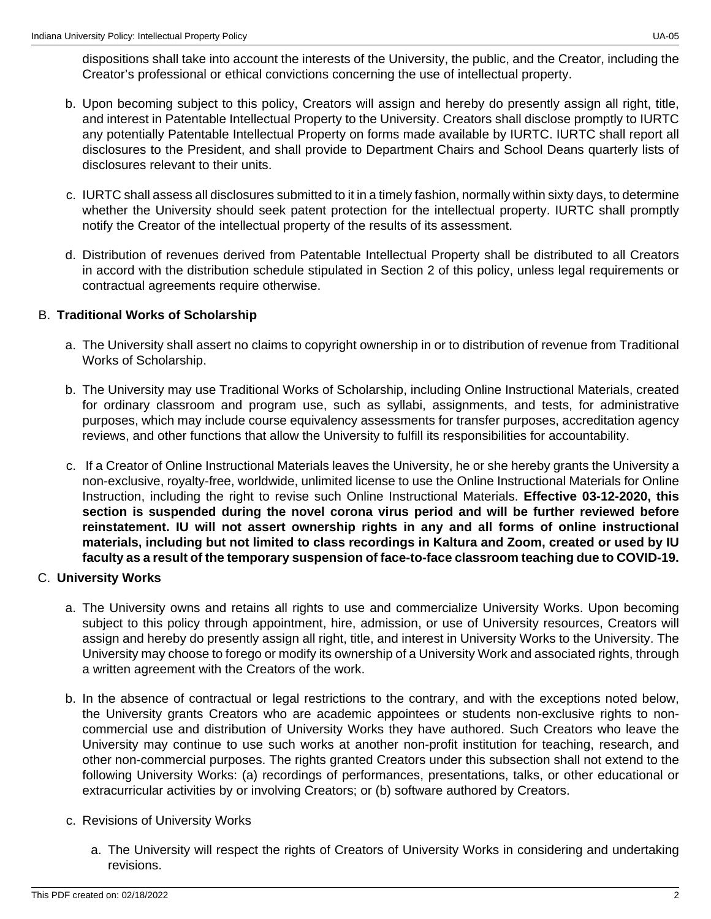dispositions shall take into account the interests of the University, the public, and the Creator, including the Creator's professional or ethical convictions concerning the use of intellectual property.

b. Upon becoming subject to this policy, Creators will assign and hereby do presently assign all right, title, and interest in Patentable Intellectual Property to the University. Creators shall disclose promptly to IURTC any potentially Patentable Intellectual Property on forms made available by IURTC. IURTC shall report all disclosures to the President, and shall provide to Department Chairs and School Deans quarterly lists of disclosures relevant to their units.

c. IURTC shall assess all disclosures submitted to it in a timely fashion, normally within sixty days, to determine whether the University should seek patent protection for the intellectual property. IURTC shall promptly notify the Creator of the intellectual property of the results of its assessment.

d. Distribution of revenues derived from Patentable Intellectual Property shall be distributed to all Creators in accord with the distribution schedule stipulated in Section 2 of this policy, unless legal requirements or contractual agreements require otherwise.

B. **Traditional Works of Scholarship**

a. The University shall assert no claims to copyright ownership in or to distribution of revenue from Traditional Works of Scholarship.

b. The University may use Traditional Works of Scholarship, including Online Instructional Materials, created for ordinary classroom and program use, such as syllabi, assignments, and tests, for administrative purposes, which may include course equivalency assessments for transfer purposes, accreditation agency reviews, and other functions that allow the University to fulfill its responsibilities for accountability.

c. If a Creator of Online Instructional Materials leaves the University, he or she hereby grants the University a non-exclusive, royalty-free, worldwide, unlimited license to use the Online Instructional Materials for Online Instruction, including the right to revise such Online Instructional Materials. **Effective 03-12-2020, this section is suspended during the novel corona virus period and will be further reviewed before reinstatement. IU will not assert ownership rights in any and all forms of online instructional materials, including but not limited to class recordings in Kaltura and Zoom, created or used by IU faculty as a result of the temporary suspension of face-to-face classroom teaching due to COVID-19.**

C. **University Works**

a. The University owns and retains all rights to use and commercialize University Works. Upon becoming subject to this policy through appointment, hire, admission, or use of University resources, Creators will assign and hereby do presently assign all right, title, and interest in University Works to the University. The University may choose to forego or modify its ownership of a University Work and associated rights, through a written agreement with the Creators of the work.

b. In the absence of contractual or legal restrictions to the contrary, and with the exceptions noted below, the University grants Creators who are academic appointees or students non-exclusive rights to non-commercial use and distribution of University Works they have authored. Such Creators who leave the University may continue to use such works at another non-profit institution for teaching, research, and other non-commercial purposes. The rights granted Creators under this subsection shall not extend to the following University Works: (a) recordings of performances, presentations, talks, or other educational or extracurricular activities by or involving Creators; or (b) software authored by Creators.

c. Revisions of University Works

    a. The University will respect the rights of Creators of University Works in considering and undertaking revisions.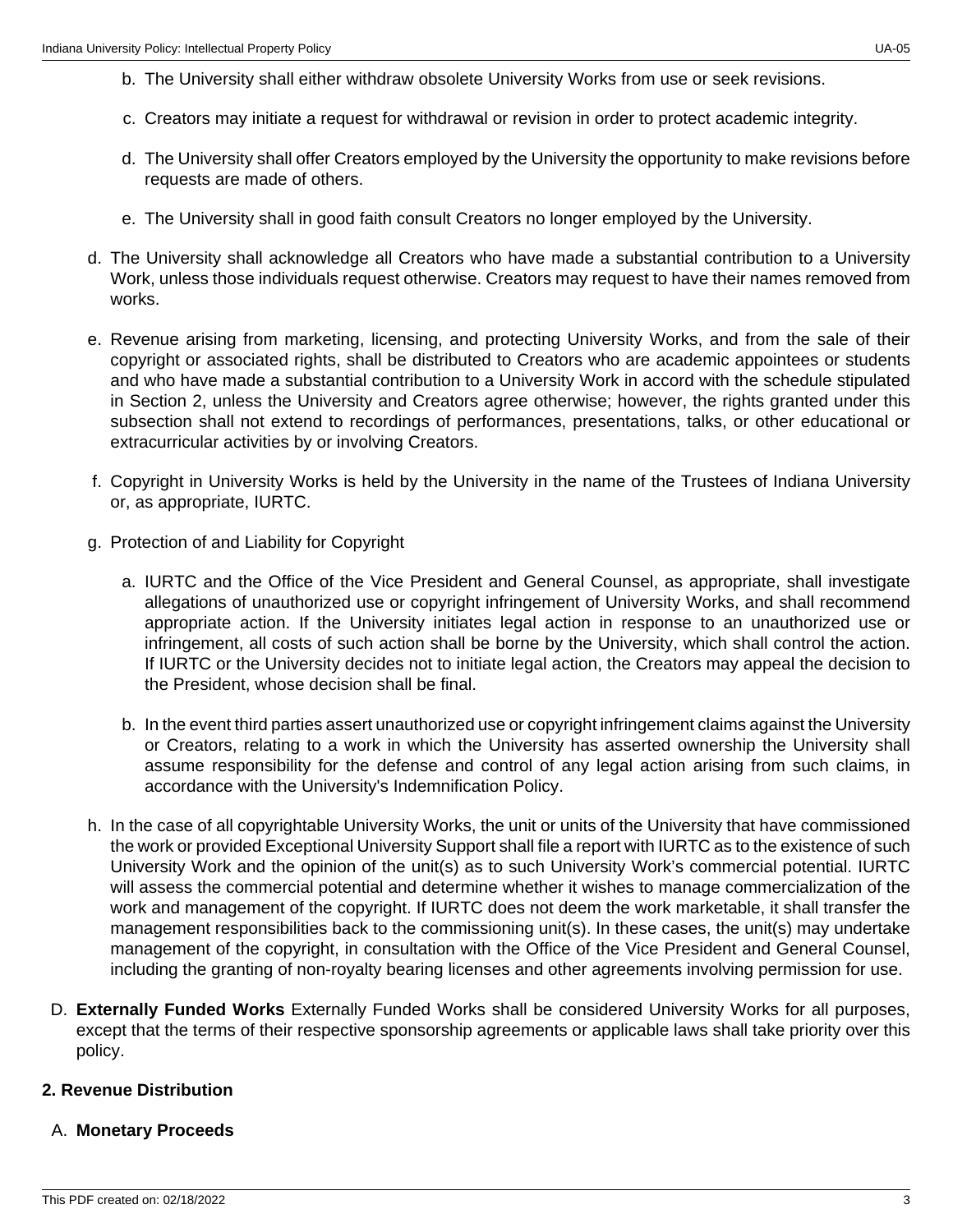b. The University shall either withdraw obsolete University Works from use or seek revisions.

   c. Creators may initiate a request for withdrawal or revision in order to protect academic integrity.

   d. The University shall offer Creators employed by the University the opportunity to make revisions before requests are made of others.

   e. The University shall in good faith consult Creators no longer employed by the University.

d. The University shall acknowledge all Creators who have made a substantial contribution to a University Work, unless those individuals request otherwise. Creators may request to have their names removed from works.

e. Revenue arising from marketing, licensing, and protecting University Works, and from the sale of their copyright or associated rights, shall be distributed to Creators who are academic appointees or students and who have made a substantial contribution to a University Work in accord with the schedule stipulated in Section 2, unless the University and Creators agree otherwise; however, the rights granted under this subsection shall not extend to recordings of performances, presentations, talks, or other educational or extracurricular activities by or involving Creators.

f. Copyright in University Works is held by the University in the name of the Trustees of Indiana University or, as appropriate, IURTC.

g. Protection of and Liability for Copyright

   a. IURTC and the Office of the Vice President and General Counsel, as appropriate, shall investigate allegations of unauthorized use or copyright infringement of University Works, and shall recommend appropriate action. If the University initiates legal action in response to an unauthorized use or infringement, all costs of such action shall be borne by the University, which shall control the action. If IURTC or the University decides not to initiate legal action, the Creators may appeal the decision to the President, whose decision shall be final.

   b. In the event third parties assert unauthorized use or copyright infringement claims against the University or Creators, relating to a work in which the University has asserted ownership the University shall assume responsibility for the defense and control of any legal action arising from such claims, in accordance with the University's Indemnification Policy.

h. In the case of all copyrightable University Works, the unit or units of the University that have commissioned the work or provided Exceptional University Support shall file a report with IURTC as to the existence of such University Work and the opinion of the unit(s) as to such University Work's commercial potential. IURTC will assess the commercial potential and determine whether it wishes to manage commercialization of the work and management of the copyright. If IURTC does not deem the work marketable, it shall transfer the management responsibilities back to the commissioning unit(s). In these cases, the unit(s) may undertake management of the copyright, in consultation with the Office of the Vice President and General Counsel, including the granting of non-royalty bearing licenses and other agreements involving permission for use.

D. **Externally Funded Works** Externally Funded Works shall be considered University Works for all purposes, except that the terms of their respective sponsorship agreements or applicable laws shall take priority over this policy.

## 2. Revenue Distribution

A. **Monetary Proceeds**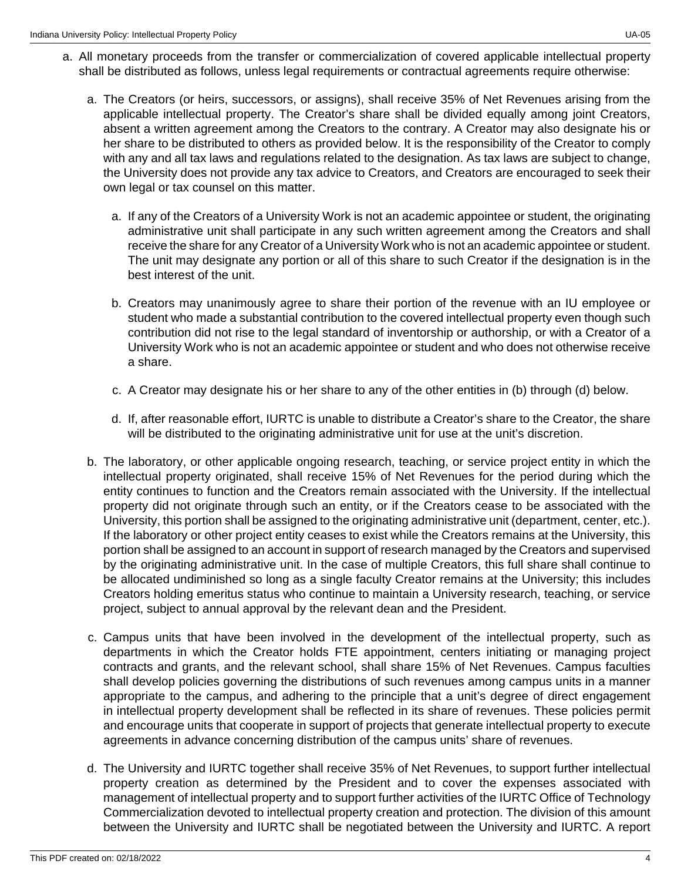a. All monetary proceeds from the transfer or commercialization of covered applicable intellectual property shall be distributed as follows, unless legal requirements or contractual agreements require otherwise:

   a. The Creators (or heirs, successors, or assigns), shall receive 35% of Net Revenues arising from the applicable intellectual property. The Creator's share shall be divided equally among joint Creators, absent a written agreement among the Creators to the contrary. A Creator may also designate his or her share to be distributed to others as provided below. It is the responsibility of the Creator to comply with any and all tax laws and regulations related to the designation. As tax laws are subject to change, the University does not provide any tax advice to Creators, and Creators are encouraged to seek their own legal or tax counsel on this matter.

      a. If any of the Creators of a University Work is not an academic appointee or student, the originating administrative unit shall participate in any such written agreement among the Creators and shall receive the share for any Creator of a University Work who is not an academic appointee or student. The unit may designate any portion or all of this share to such Creator if the designation is in the best interest of the unit.

      b. Creators may unanimously agree to share their portion of the revenue with an IU employee or student who made a substantial contribution to the covered intellectual property even though such contribution did not rise to the legal standard of inventorship or authorship, or with a Creator of a University Work who is not an academic appointee or student and who does not otherwise receive a share.

      c. A Creator may designate his or her share to any of the other entities in (b) through (d) below.

      d. If, after reasonable effort, IURTC is unable to distribute a Creator's share to the Creator, the share will be distributed to the originating administrative unit for use at the unit's discretion.

   b. The laboratory, or other applicable ongoing research, teaching, or service project entity in which the intellectual property originated, shall receive 15% of Net Revenues for the period during which the entity continues to function and the Creators remain associated with the University. If the intellectual property did not originate through such an entity, or if the Creators cease to be associated with the University, this portion shall be assigned to the originating administrative unit (department, center, etc.). If the laboratory or other project entity ceases to exist while the Creators remains at the University, this portion shall be assigned to an account in support of research managed by the Creators and supervised by the originating administrative unit. In the case of multiple Creators, this full share shall continue to be allocated undiminished so long as a single faculty Creator remains at the University; this includes Creators holding emeritus status who continue to maintain a University research, teaching, or service project, subject to annual approval by the relevant dean and the President.

   c. Campus units that have been involved in the development of the intellectual property, such as departments in which the Creator holds FTE appointment, centers initiating or managing project contracts and grants, and the relevant school, shall share 15% of Net Revenues. Campus faculties shall develop policies governing the distributions of such revenues among campus units in a manner appropriate to the campus, and adhering to the principle that a unit's degree of direct engagement in intellectual property development shall be reflected in its share of revenues. These policies permit and encourage units that cooperate in support of projects that generate intellectual property to execute agreements in advance concerning distribution of the campus units' share of revenues.

   d. The University and IURTC together shall receive 35% of Net Revenues, to support further intellectual property creation as determined by the President and to cover the expenses associated with management of intellectual property and to support further activities of the IURTC Office of Technology Commercialization devoted to intellectual property creation and protection. The division of this amount between the University and IURTC shall be negotiated between the University and IURTC. A report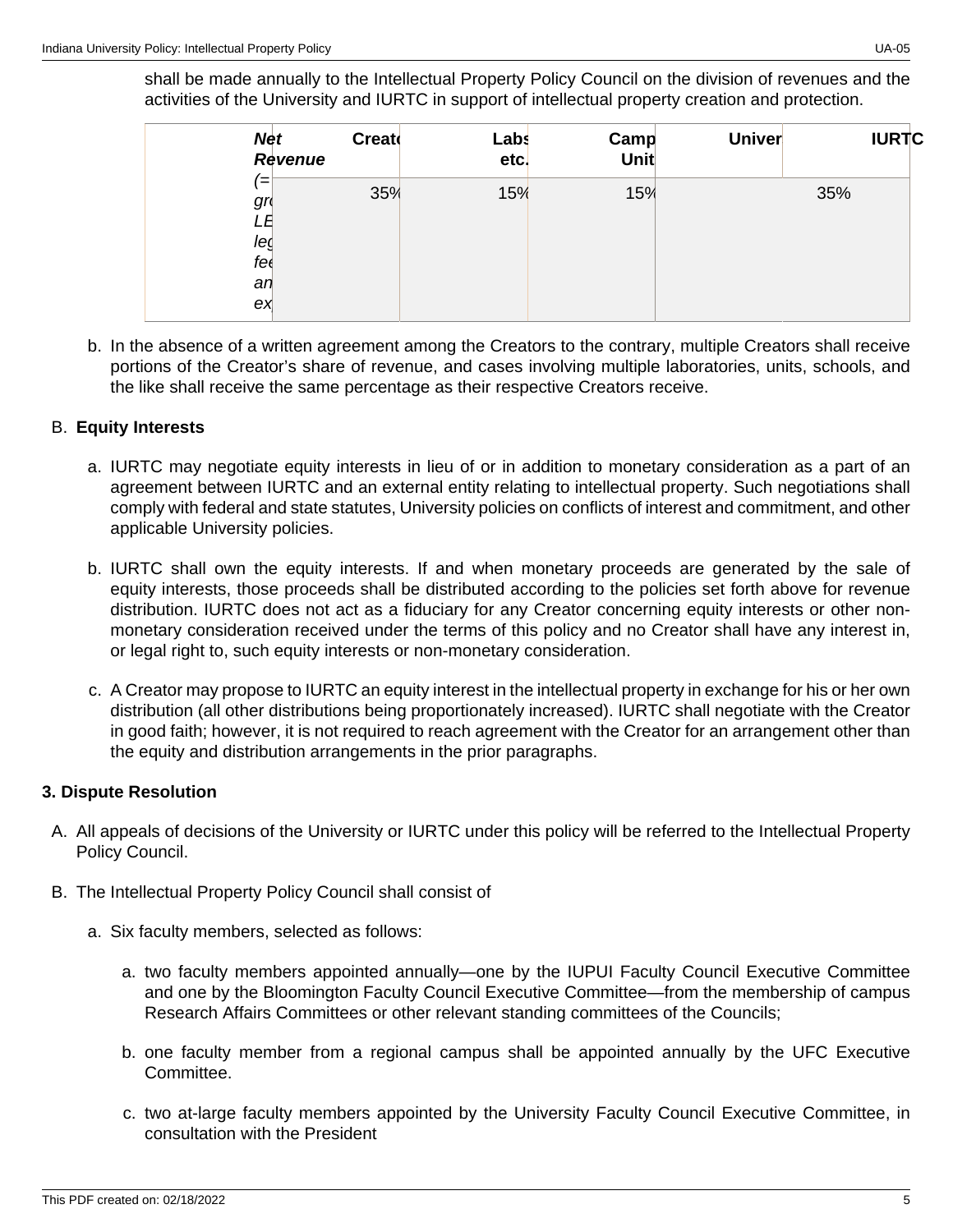shall be made annually to the Intellectual Property Policy Council on the division of revenues and the activities of the University and IURTC in support of intellectual property creation and protection.

| *Net Revenue* | Creat | Labs etc. | Camp Unit | Univer | IURTC |
|---|---|---|---|---|---|
| *(= gr LE leg fee an ex* | 35% | 15% | 15% | | 35% |

b. In the absence of a written agreement among the Creators to the contrary, multiple Creators shall receive portions of the Creator's share of revenue, and cases involving multiple laboratories, units, schools, and the like shall receive the same percentage as their respective Creators receive.

B. **Equity Interests**

a. IURTC may negotiate equity interests in lieu of or in addition to monetary consideration as a part of an agreement between IURTC and an external entity relating to intellectual property. Such negotiations shall comply with federal and state statutes, University policies on conflicts of interest and commitment, and other applicable University policies.

b. IURTC shall own the equity interests. If and when monetary proceeds are generated by the sale of equity interests, those proceeds shall be distributed according to the policies set forth above for revenue distribution. IURTC does not act as a fiduciary for any Creator concerning equity interests or other non-monetary consideration received under the terms of this policy and no Creator shall have any interest in, or legal right to, such equity interests or non-monetary consideration.

c. A Creator may propose to IURTC an equity interest in the intellectual property in exchange for his or her own distribution (all other distributions being proportionately increased). IURTC shall negotiate with the Creator in good faith; however, it is not required to reach agreement with the Creator for an arrangement other than the equity and distribution arrangements in the prior paragraphs.

**3. Dispute Resolution**

A. All appeals of decisions of the University or IURTC under this policy will be referred to the Intellectual Property Policy Council.

B. The Intellectual Property Policy Council shall consist of

a. Six faculty members, selected as follows:

a. two faculty members appointed annually—one by the IUPUI Faculty Council Executive Committee and one by the Bloomington Faculty Council Executive Committee—from the membership of campus Research Affairs Committees or other relevant standing committees of the Councils;

b. one faculty member from a regional campus shall be appointed annually by the UFC Executive Committee.

c. two at-large faculty members appointed by the University Faculty Council Executive Committee, in consultation with the President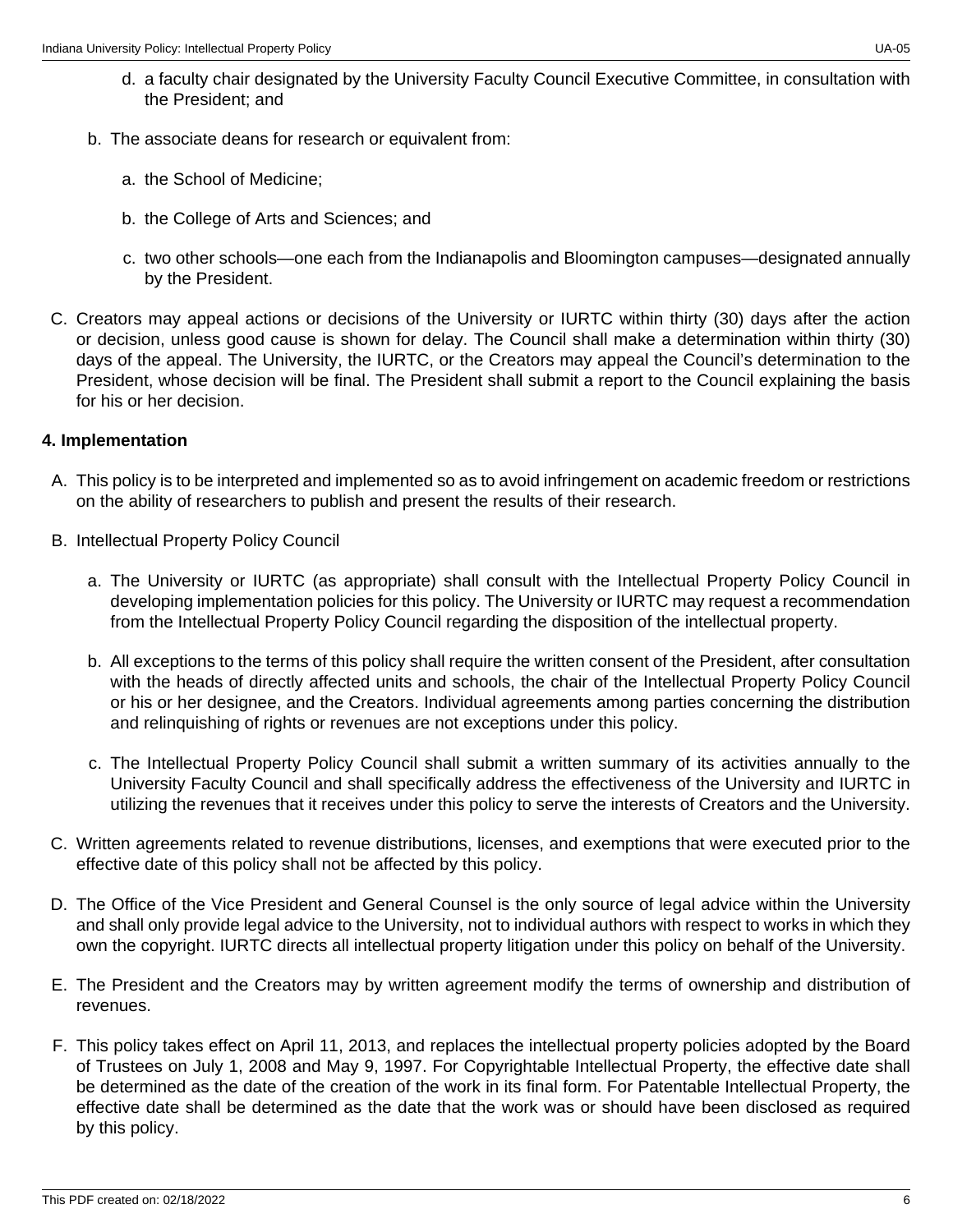d. a faculty chair designated by the University Faculty Council Executive Committee, in consultation with the President; and

b. The associate deans for research or equivalent from:

   a. the School of Medicine;

   b. the College of Arts and Sciences; and

   c. two other schools—one each from the Indianapolis and Bloomington campuses—designated annually by the President.

C. Creators may appeal actions or decisions of the University or IURTC within thirty (30) days after the action or decision, unless good cause is shown for delay. The Council shall make a determination within thirty (30) days of the appeal. The University, the IURTC, or the Creators may appeal the Council's determination to the President, whose decision will be final. The President shall submit a report to the Council explaining the basis for his or her decision.

**4. Implementation**

A. This policy is to be interpreted and implemented so as to avoid infringement on academic freedom or restrictions on the ability of researchers to publish and present the results of their research.

B. Intellectual Property Policy Council

   a. The University or IURTC (as appropriate) shall consult with the Intellectual Property Policy Council in developing implementation policies for this policy. The University or IURTC may request a recommendation from the Intellectual Property Policy Council regarding the disposition of the intellectual property.

   b. All exceptions to the terms of this policy shall require the written consent of the President, after consultation with the heads of directly affected units and schools, the chair of the Intellectual Property Policy Council or his or her designee, and the Creators. Individual agreements among parties concerning the distribution and relinquishing of rights or revenues are not exceptions under this policy.

   c. The Intellectual Property Policy Council shall submit a written summary of its activities annually to the University Faculty Council and shall specifically address the effectiveness of the University and IURTC in utilizing the revenues that it receives under this policy to serve the interests of Creators and the University.

C. Written agreements related to revenue distributions, licenses, and exemptions that were executed prior to the effective date of this policy shall not be affected by this policy.

D. The Office of the Vice President and General Counsel is the only source of legal advice within the University and shall only provide legal advice to the University, not to individual authors with respect to works in which they own the copyright. IURTC directs all intellectual property litigation under this policy on behalf of the University.

E. The President and the Creators may by written agreement modify the terms of ownership and distribution of revenues.

F. This policy takes effect on April 11, 2013, and replaces the intellectual property policies adopted by the Board of Trustees on July 1, 2008 and May 9, 1997. For Copyrightable Intellectual Property, the effective date shall be determined as the date of the creation of the work in its final form. For Patentable Intellectual Property, the effective date shall be determined as the date that the work was or should have been disclosed as required by this policy.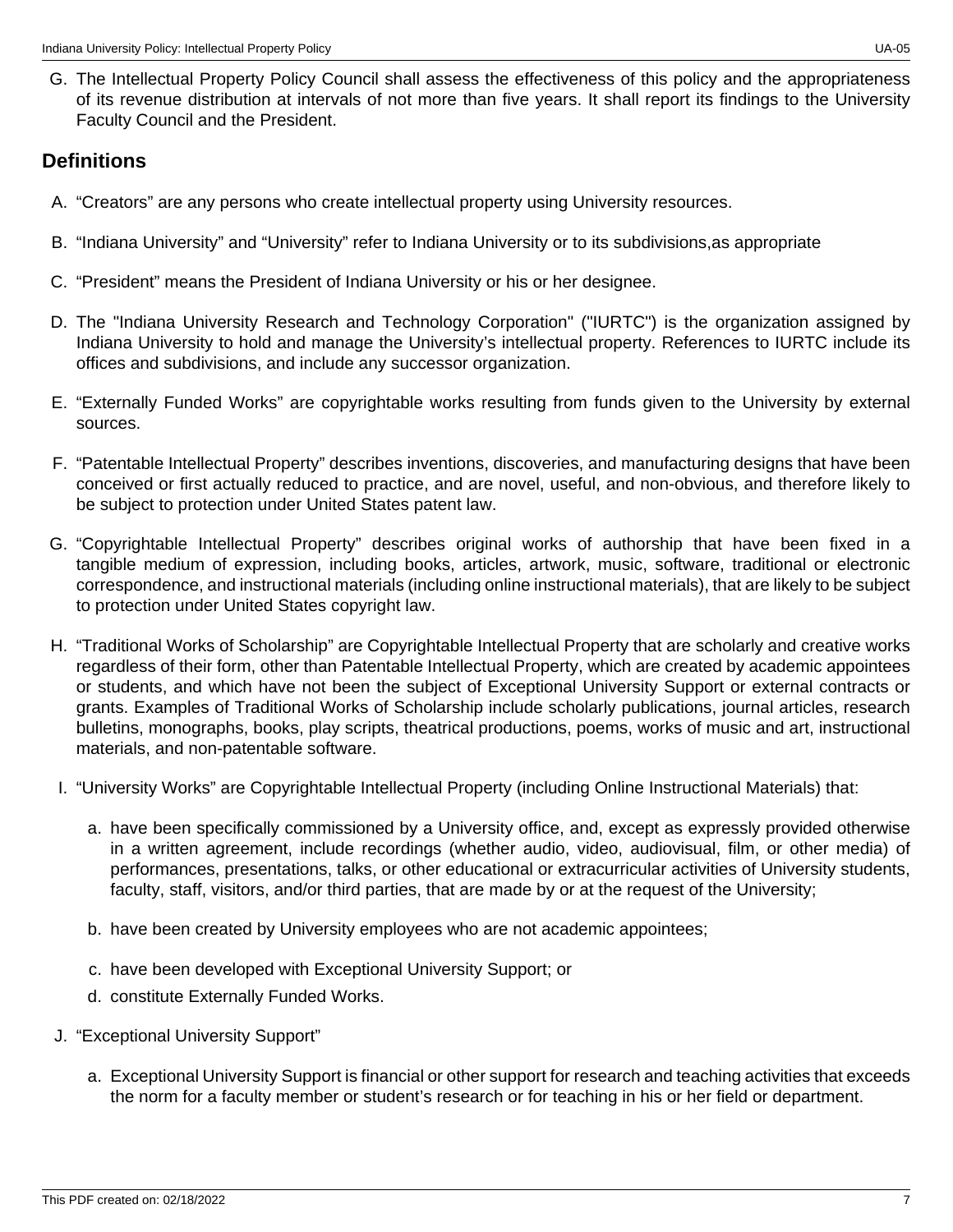G. The Intellectual Property Policy Council shall assess the effectiveness of this policy and the appropriateness of its revenue distribution at intervals of not more than five years. It shall report its findings to the University Faculty Council and the President.

## Definitions

A. “Creators” are any persons who create intellectual property using University resources.

B. “Indiana University” and “University” refer to Indiana University or to its subdivisions,as appropriate

C. “President” means the President of Indiana University or his or her designee.

D. The "Indiana University Research and Technology Corporation" ("IURTC") is the organization assigned by Indiana University to hold and manage the University’s intellectual property. References to IURTC include its offices and subdivisions, and include any successor organization.

E. “Externally Funded Works” are copyrightable works resulting from funds given to the University by external sources.

F. “Patentable Intellectual Property” describes inventions, discoveries, and manufacturing designs that have been conceived or first actually reduced to practice, and are novel, useful, and non-obvious, and therefore likely to be subject to protection under United States patent law.

G. “Copyrightable Intellectual Property” describes original works of authorship that have been fixed in a tangible medium of expression, including books, articles, artwork, music, software, traditional or electronic correspondence, and instructional materials (including online instructional materials), that are likely to be subject to protection under United States copyright law.

H. “Traditional Works of Scholarship” are Copyrightable Intellectual Property that are scholarly and creative works regardless of their form, other than Patentable Intellectual Property, which are created by academic appointees or students, and which have not been the subject of Exceptional University Support or external contracts or grants. Examples of Traditional Works of Scholarship include scholarly publications, journal articles, research bulletins, monographs, books, play scripts, theatrical productions, poems, works of music and art, instructional materials, and non-patentable software.

I. “University Works” are Copyrightable Intellectual Property (including Online Instructional Materials) that:

   a. have been specifically commissioned by a University office, and, except as expressly provided otherwise in a written agreement, include recordings (whether audio, video, audiovisual, film, or other media) of performances, presentations, talks, or other educational or extracurricular activities of University students, faculty, staff, visitors, and/or third parties, that are made by or at the request of the University;

   b. have been created by University employees who are not academic appointees;

   c. have been developed with Exceptional University Support; or

   d. constitute Externally Funded Works.

J. “Exceptional University Support”

   a. Exceptional University Support is financial or other support for research and teaching activities that exceeds the norm for a faculty member or student’s research or for teaching in his or her field or department.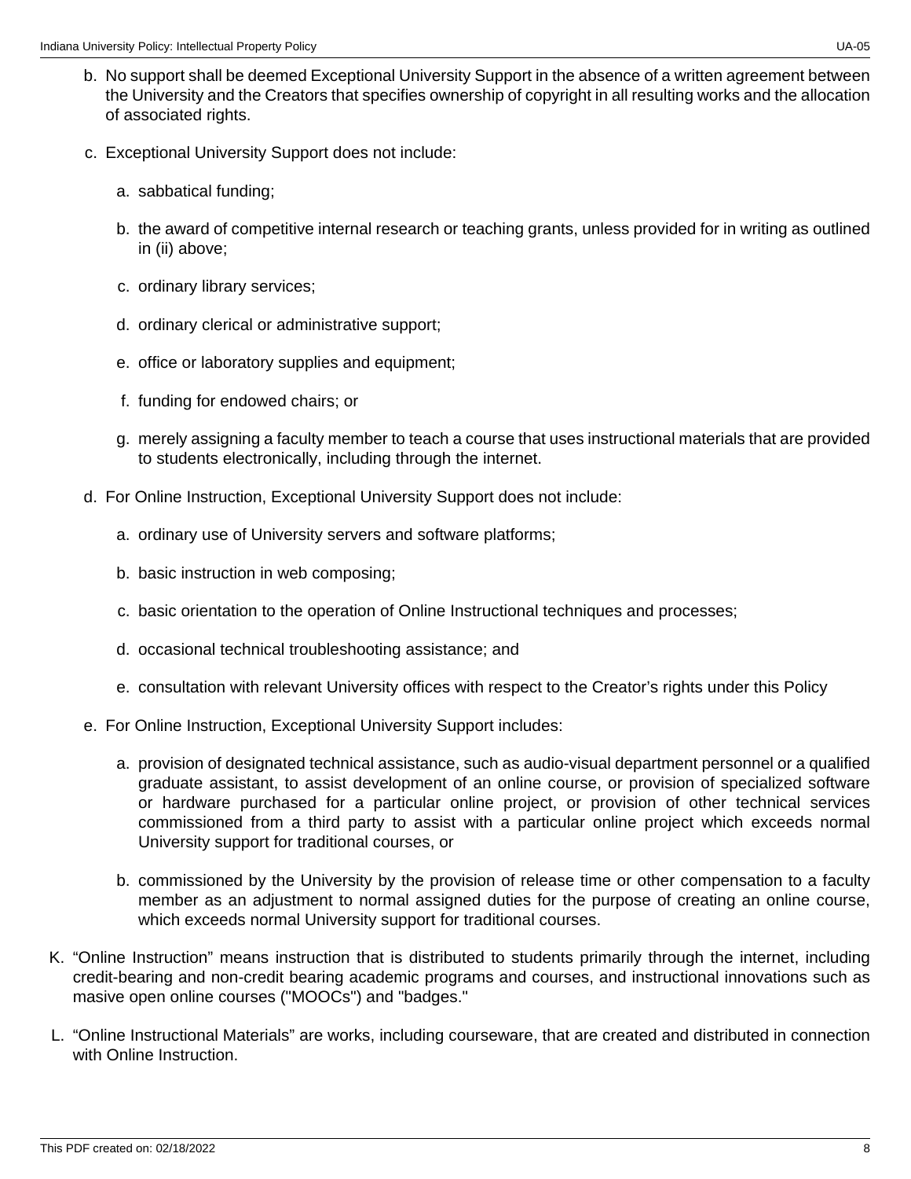b. No support shall be deemed Exceptional University Support in the absence of a written agreement between the University and the Creators that specifies ownership of copyright in all resulting works and the allocation of associated rights.

c. Exceptional University Support does not include:

   a. sabbatical funding;

   b. the award of competitive internal research or teaching grants, unless provided for in writing as outlined in (ii) above;

   c. ordinary library services;

   d. ordinary clerical or administrative support;

   e. office or laboratory supplies and equipment;

   f. funding for endowed chairs; or

   g. merely assigning a faculty member to teach a course that uses instructional materials that are provided to students electronically, including through the internet.

d. For Online Instruction, Exceptional University Support does not include:

   a. ordinary use of University servers and software platforms;

   b. basic instruction in web composing;

   c. basic orientation to the operation of Online Instructional techniques and processes;

   d. occasional technical troubleshooting assistance; and

   e. consultation with relevant University offices with respect to the Creator's rights under this Policy

e. For Online Instruction, Exceptional University Support includes:

   a. provision of designated technical assistance, such as audio-visual department personnel or a qualified graduate assistant, to assist development of an online course, or provision of specialized software or hardware purchased for a particular online project, or provision of other technical services commissioned from a third party to assist with a particular online project which exceeds normal University support for traditional courses, or

   b. commissioned by the University by the provision of release time or other compensation to a faculty member as an adjustment to normal assigned duties for the purpose of creating an online course, which exceeds normal University support for traditional courses.

K. "Online Instruction" means instruction that is distributed to students primarily through the internet, including credit-bearing and non-credit bearing academic programs and courses, and instructional innovations such as masive open online courses ("MOOCs") and "badges."

L. "Online Instructional Materials" are works, including courseware, that are created and distributed in connection with Online Instruction.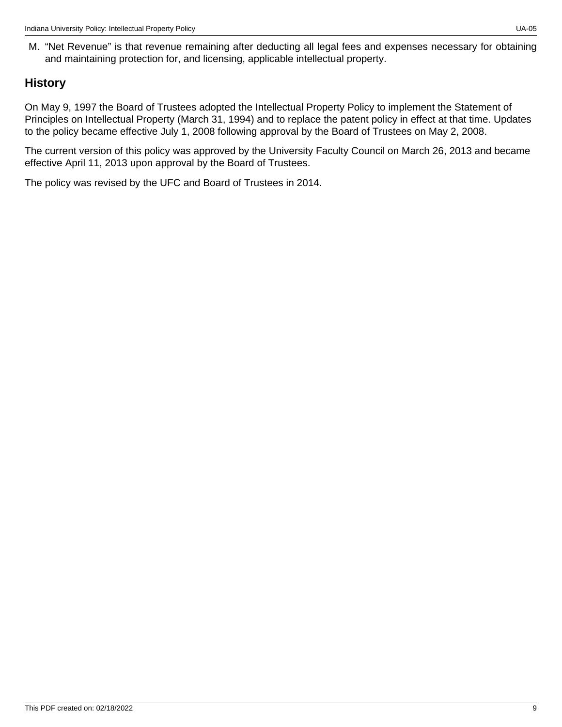M. "Net Revenue" is that revenue remaining after deducting all legal fees and expenses necessary for obtaining and maintaining protection for, and licensing, applicable intellectual property.

## History

On May 9, 1997 the Board of Trustees adopted the Intellectual Property Policy to implement the Statement of Principles on Intellectual Property (March 31, 1994) and to replace the patent policy in effect at that time. Updates to the policy became effective July 1, 2008 following approval by the Board of Trustees on May 2, 2008.

The current version of this policy was approved by the University Faculty Council on March 26, 2013 and became effective April 11, 2013 upon approval by the Board of Trustees.

The policy was revised by the UFC and Board of Trustees in 2014.